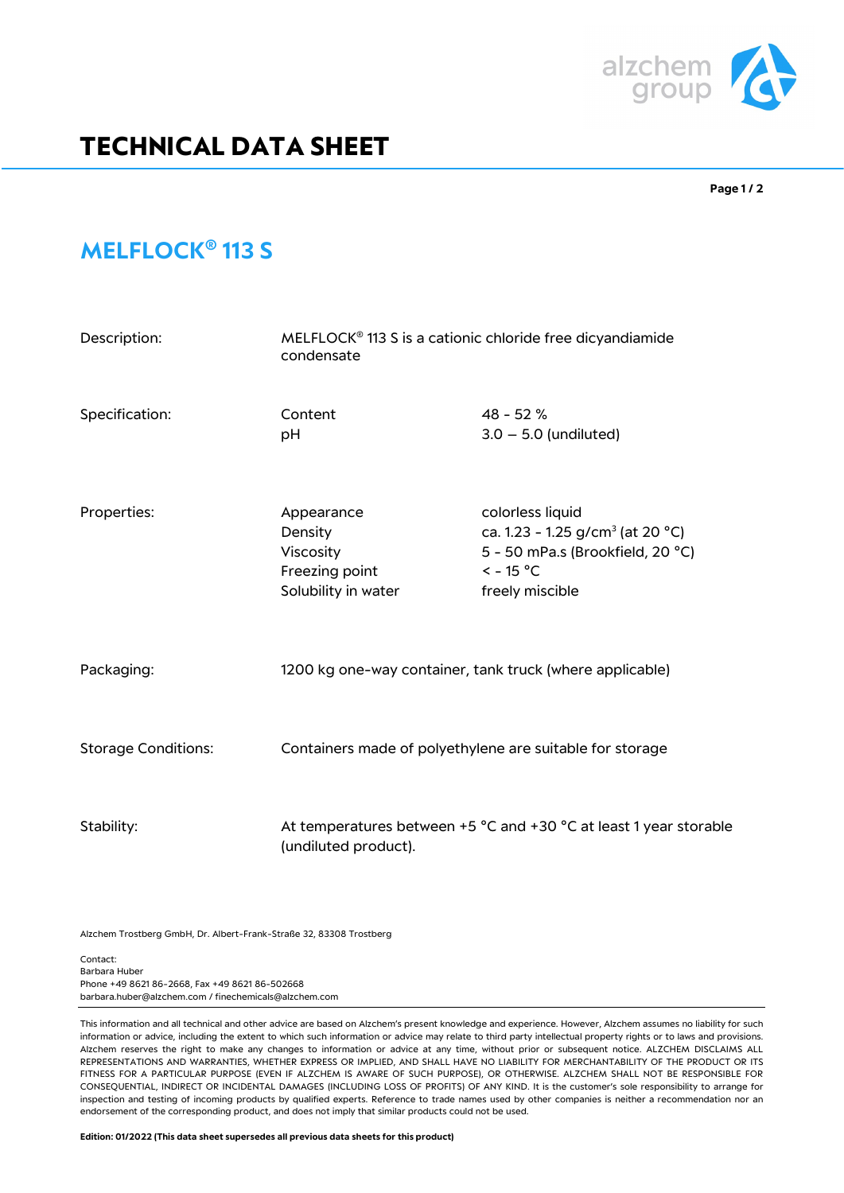# TECHNICAL DATA SHEET

## MELFLOCK® 113 S

| | | |
|---|---|---|
| Description: | MELFLOCK® 113 S is a cationic chloride free dicyandiamide condensate | |
| Specification: | Content | 48 - 52 % |
| | pH | 3.0 – 5.0 (undiluted) |
| Properties: | Appearance | colorless liquid |
| | Density | ca. 1.23 - 1.25 g/cm$^3$ (at 20 °C) |
| | Viscosity | 5 - 50 mPa.s (Brookfield, 20 °C) |
| | Freezing point | < - 15 °C |
| | Solubility in water | freely miscible |
| Packaging: | 1200 kg one-way container, tank truck (where applicable) | |
| Storage Conditions: | Containers made of polyethylene are suitable for storage | |
| Stability: | At temperatures between +5 °C and +30 °C at least 1 year storable (undiluted product). | |

Alzchem Trostberg GmbH, Dr. Albert-Frank-Straße 32, 83308 Trostberg

Contact:
Barbara Huber
Phone +49 8621 86-2668, Fax +49 8621 86-502668
barbara.huber@alzchem.com / finechemicals@alzchem.com

This information and all technical and other advice are based on Alzchem's present knowledge and experience. However, Alzchem assumes no liability for such information or advice, including the extent to which such information or advice may relate to third party intellectual property rights or to laws and provisions. Alzchem reserves the right to make any changes to information or advice at any time, without prior or subsequent notice. ALZCHEM DISCLAIMS ALL REPRESENTATIONS AND WARRANTIES, WHETHER EXPRESS OR IMPLIED, AND SHALL HAVE NO LIABILITY FOR MERCHANTABILITY OF THE PRODUCT OR ITS FITNESS FOR A PARTICULAR PURPOSE (EVEN IF ALZCHEM IS AWARE OF SUCH PURPOSE), OR OTHERWISE. ALZCHEM SHALL NOT BE RESPONSIBLE FOR CONSEQUENTIAL, INDIRECT OR INCIDENTAL DAMAGES (INCLUDING LOSS OF PROFITS) OF ANY KIND. It is the customer's sole responsibility to arrange for inspection and testing of incoming products by qualified experts. Reference to trade names used by other companies is neither a recommendation nor an endorsement of the corresponding product, and does not imply that similar products could not be used.

**Edition: 01/2022 (This data sheet supersedes all previous data sheets for this product)**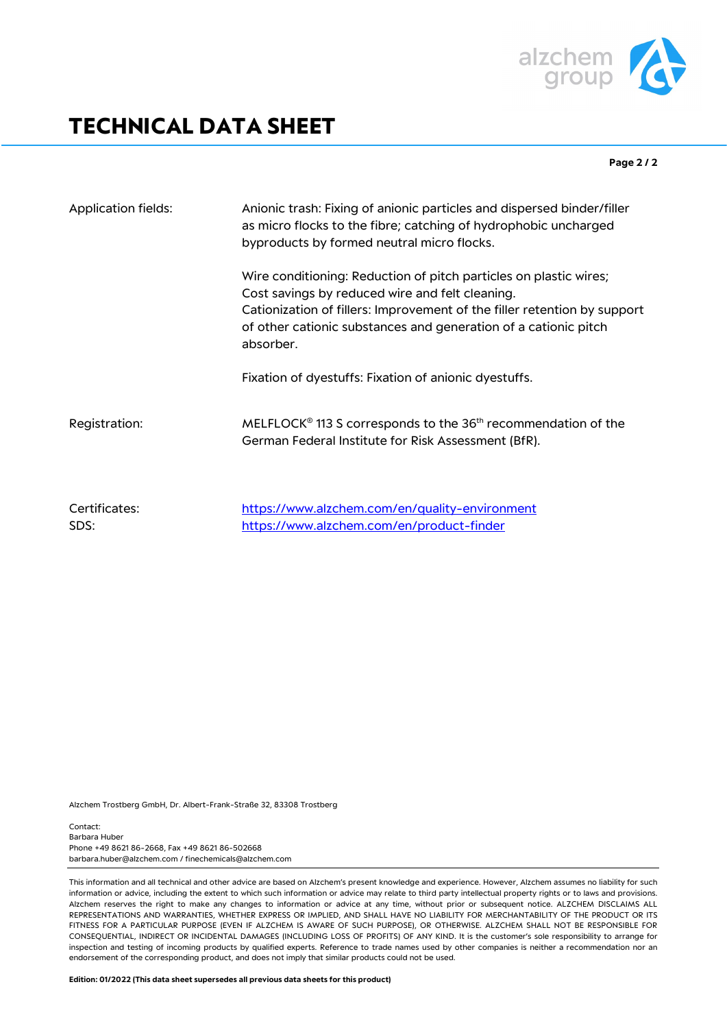# TECHNICAL DATA SHEET

| | |
|---|---|
| Application fields: | Anionic trash: Fixing of anionic particles and dispersed binder/filler as micro flocks to the fibre; catching of hydrophobic uncharged byproducts by formed neutral micro flocks.<br><br>Wire conditioning: Reduction of pitch particles on plastic wires; Cost savings by reduced wire and felt cleaning.<br>Cationization of fillers: Improvement of the filler retention by support of other cationic substances and generation of a cationic pitch absorber.<br><br>Fixation of dyestuffs: Fixation of anionic dyestuffs. |
| Registration: | MELFLOCK® 113 S corresponds to the 36th recommendation of the German Federal Institute for Risk Assessment (BfR). |
| Certificates: | https://www.alzchem.com/en/quality-environment |
| SDS: | https://www.alzchem.com/en/product-finder |

Alzchem Trostberg GmbH, Dr. Albert-Frank-Straße 32, 83308 Trostberg

Contact:
Barbara Huber
Phone +49 8621 86-2668, Fax +49 8621 86-502668
barbara.huber@alzchem.com / finechemicals@alzchem.com

This information and all technical and other advice are based on Alzchem's present knowledge and experience. However, Alzchem assumes no liability for such information or advice, including the extent to which such information or advice may relate to third party intellectual property rights or to laws and provisions. Alzchem reserves the right to make any changes to information or advice at any time, without prior or subsequent notice. ALZCHEM DISCLAIMS ALL REPRESENTATIONS AND WARRANTIES, WHETHER EXPRESS OR IMPLIED, AND SHALL HAVE NO LIABILITY FOR MERCHANTABILITY OF THE PRODUCT OR ITS FITNESS FOR A PARTICULAR PURPOSE (EVEN IF ALZCHEM IS AWARE OF SUCH PURPOSE), OR OTHERWISE. ALZCHEM SHALL NOT BE RESPONSIBLE FOR CONSEQUENTIAL, INDIRECT OR INCIDENTAL DAMAGES (INCLUDING LOSS OF PROFITS) OF ANY KIND. It is the customer's sole responsibility to arrange for inspection and testing of incoming products by qualified experts. Reference to trade names used by other companies is neither a recommendation nor an endorsement of the corresponding product, and does not imply that similar products could not be used.

**Edition: 01/2022 (This data sheet supersedes all previous data sheets for this product)**